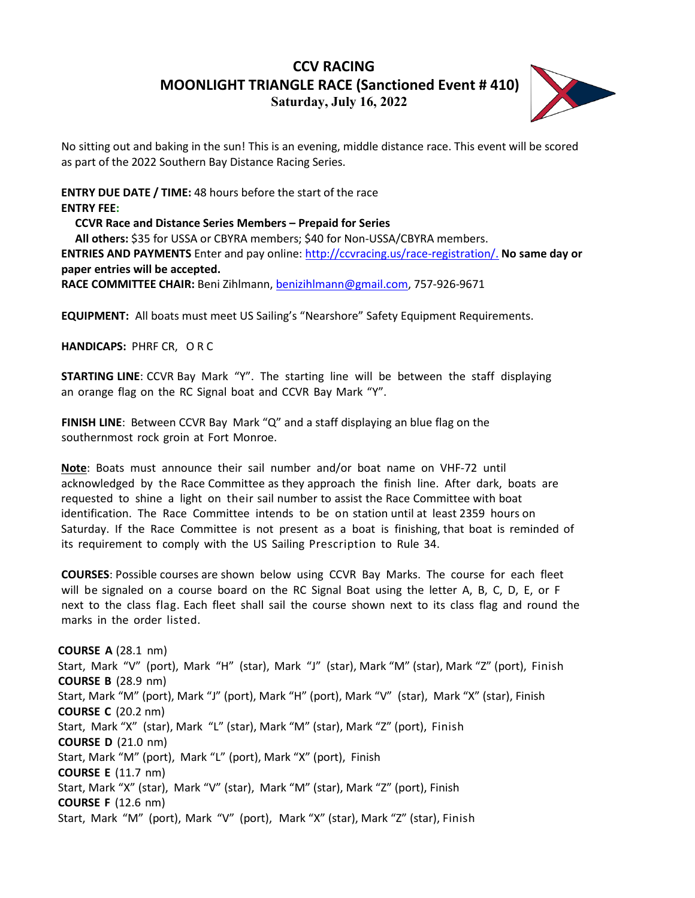# CCV RACING
## MOONLIGHT TRIANGLE RACE (Sanctioned Event # 410)
### Saturday, July 16, 2022

No sitting out and baking in the sun! This is an evening, middle distance race. This event will be scored as part of the 2022 Southern Bay Distance Racing Series.

**ENTRY DUE DATE / TIME:** 48 hours before the start of the race
**ENTRY FEE:**

**CCVR Race and Distance Series Members – Prepaid for Series**
**All others:** $35 for USSA or CBYRA members; $40 for Non-USSA/CBYRA members.

**ENTRIES AND PAYMENTS** Enter and pay online: http://ccvracing.us/race-registration/. **No same day or paper entries will be accepted.**

**RACE COMMITTEE CHAIR:** Beni Zihlmann, benizihlmann@gmail.com, 757-926-9671

**EQUIPMENT:** All boats must meet US Sailing's "Nearshore" Safety Equipment Requirements.

**HANDICAPS:** PHRF CR, O R C

**STARTING LINE**: CCVR Bay Mark "Y". The starting line will be between the staff displaying an orange flag on the RC Signal boat and CCVR Bay Mark "Y".

**FINISH LINE**: Between CCVR Bay Mark "Q" and a staff displaying an blue flag on the southernmost rock groin at Fort Monroe.

**Note**: Boats must announce their sail number and/or boat name on VHF-72 until acknowledged by the Race Committee as they approach the finish line. After dark, boats are requested to shine a light on their sail number to assist the Race Committee with boat identification. The Race Committee intends to be on station until at least 2359 hours on Saturday. If the Race Committee is not present as a boat is finishing, that boat is reminded of its requirement to comply with the US Sailing Prescription to Rule 34.

**COURSES**: Possible courses are shown below using CCVR Bay Marks. The course for each fleet will be signaled on a course board on the RC Signal Boat using the letter A, B, C, D, E, or F next to the class flag. Each fleet shall sail the course shown next to its class flag and round the marks in the order listed.

**COURSE A** (28.1 nm)
Start, Mark "V" (port), Mark "H" (star), Mark "J" (star), Mark "M" (star), Mark "Z" (port), Finish

**COURSE B** (28.9 nm)
Start, Mark "M" (port), Mark "J" (port), Mark "H" (port), Mark "V" (star), Mark "X" (star), Finish

**COURSE C** (20.2 nm)
Start, Mark "X" (star), Mark "L" (star), Mark "M" (star), Mark "Z" (port), Finish

**COURSE D** (21.0 nm)
Start, Mark "M" (port), Mark "L" (port), Mark "X" (port), Finish

**COURSE E** (11.7 nm)
Start, Mark "X" (star), Mark "V" (star), Mark "M" (star), Mark "Z" (port), Finish

**COURSE F** (12.6 nm)
Start, Mark "M" (port), Mark "V" (port), Mark "X" (star), Mark "Z" (star), Finish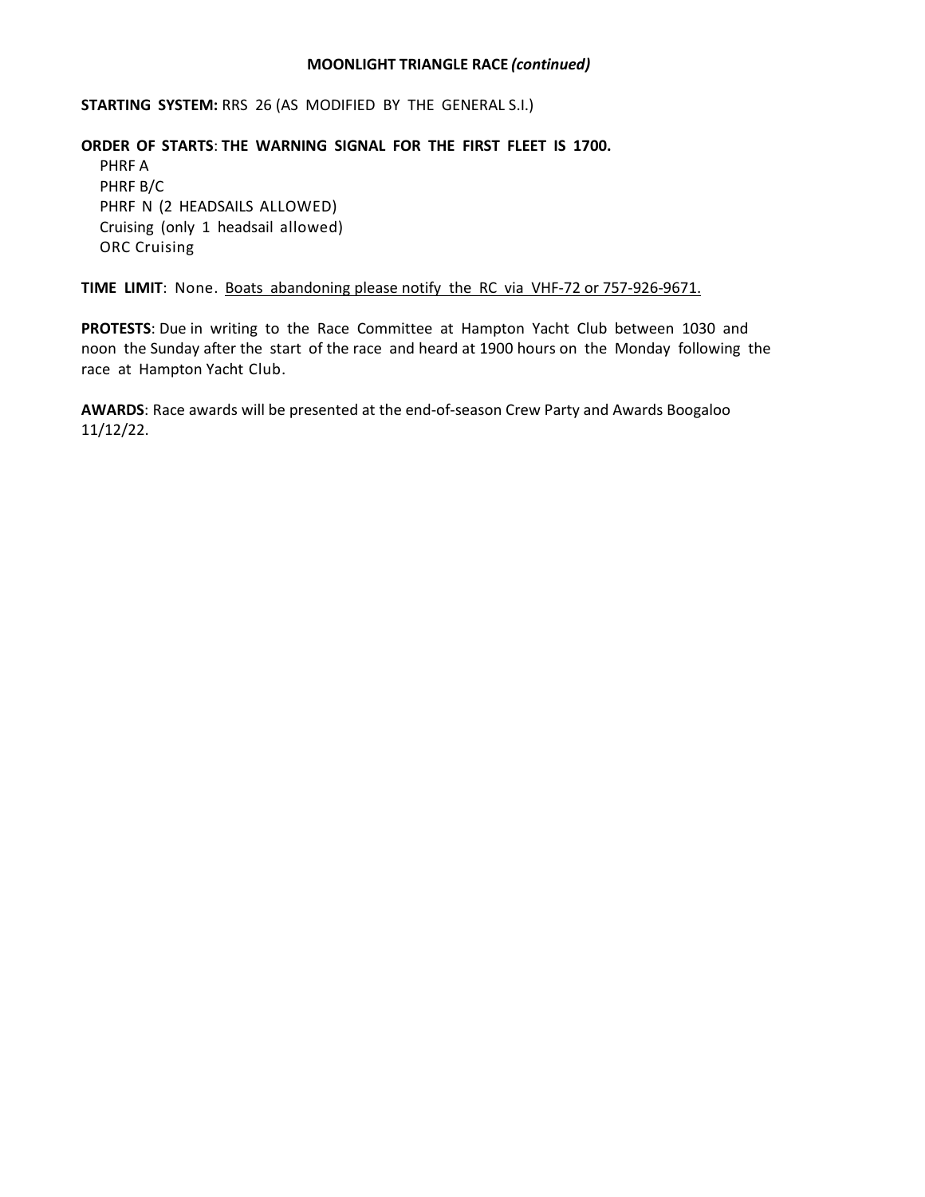**MOONLIGHT TRIANGLE RACE *(continued)***

**STARTING SYSTEM:** RRS 26 (AS MODIFIED BY THE GENERAL S.I.)

**ORDER OF STARTS**: **THE WARNING SIGNAL FOR THE FIRST FLEET IS 1700.**

PHRF A
PHRF B/C
PHRF N (2 HEADSAILS ALLOWED)
Cruising (only 1 headsail allowed)
ORC Cruising

**TIME LIMIT**: None. Boats abandoning please notify the RC via VHF-72 or 757-926-9671.

**PROTESTS**: Due in writing to the Race Committee at Hampton Yacht Club between 1030 and noon the Sunday after the start of the race and heard at 1900 hours on the Monday following the race at Hampton Yacht Club.

**AWARDS**: Race awards will be presented at the end-of-season Crew Party and Awards Boogaloo 11/12/22.